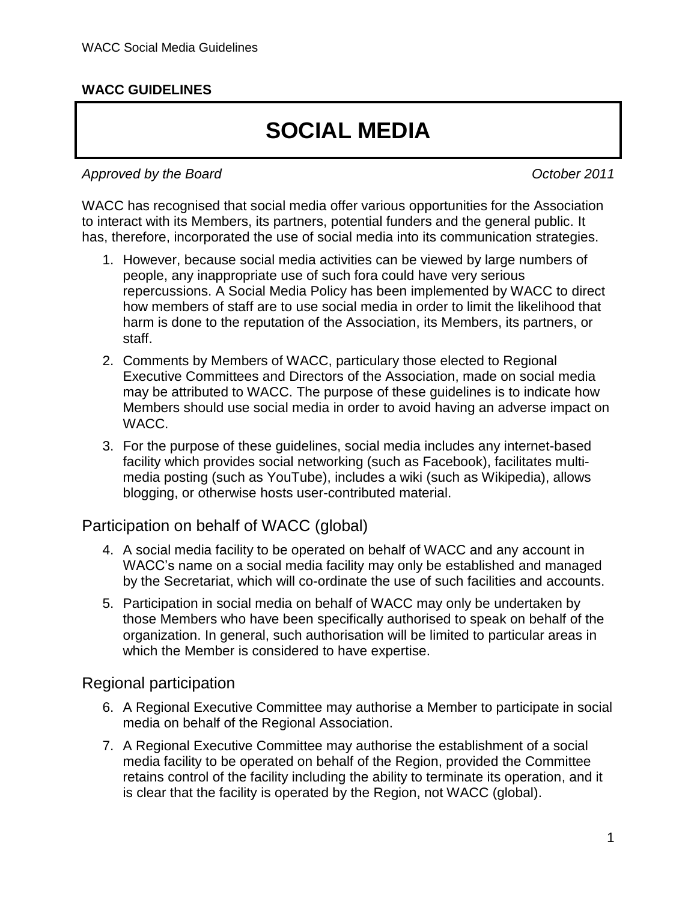**WACC GUIDELINES**

# SOCIAL MEDIA

*Approved by the Board* *October 2011*

WACC has recognised that social media offer various opportunities for the Association to interact with its Members, its partners, potential funders and the general public. It has, therefore, incorporated the use of social media into its communication strategies.

1. However, because social media activities can be viewed by large numbers of people, any inappropriate use of such fora could have very serious repercussions. A Social Media Policy has been implemented by WACC to direct how members of staff are to use social media in order to limit the likelihood that harm is done to the reputation of the Association, its Members, its partners, or staff.
2. Comments by Members of WACC, particulary those elected to Regional Executive Committees and Directors of the Association, made on social media may be attributed to WACC. The purpose of these guidelines is to indicate how Members should use social media in order to avoid having an adverse impact on WACC.
3. For the purpose of these guidelines, social media includes any internet-based facility which provides social networking (such as Facebook), facilitates multi-media posting (such as YouTube), includes a wiki (such as Wikipedia), allows blogging, or otherwise hosts user-contributed material.

## Participation on behalf of WACC (global)

4. A social media facility to be operated on behalf of WACC and any account in WACC's name on a social media facility may only be established and managed by the Secretariat, which will co-ordinate the use of such facilities and accounts.
5. Participation in social media on behalf of WACC may only be undertaken by those Members who have been specifically authorised to speak on behalf of the organization. In general, such authorisation will be limited to particular areas in which the Member is considered to have expertise.

## Regional participation

6. A Regional Executive Committee may authorise a Member to participate in social media on behalf of the Regional Association.
7. A Regional Executive Committee may authorise the establishment of a social media facility to be operated on behalf of the Region, provided the Committee retains control of the facility including the ability to terminate its operation, and it is clear that the facility is operated by the Region, not WACC (global).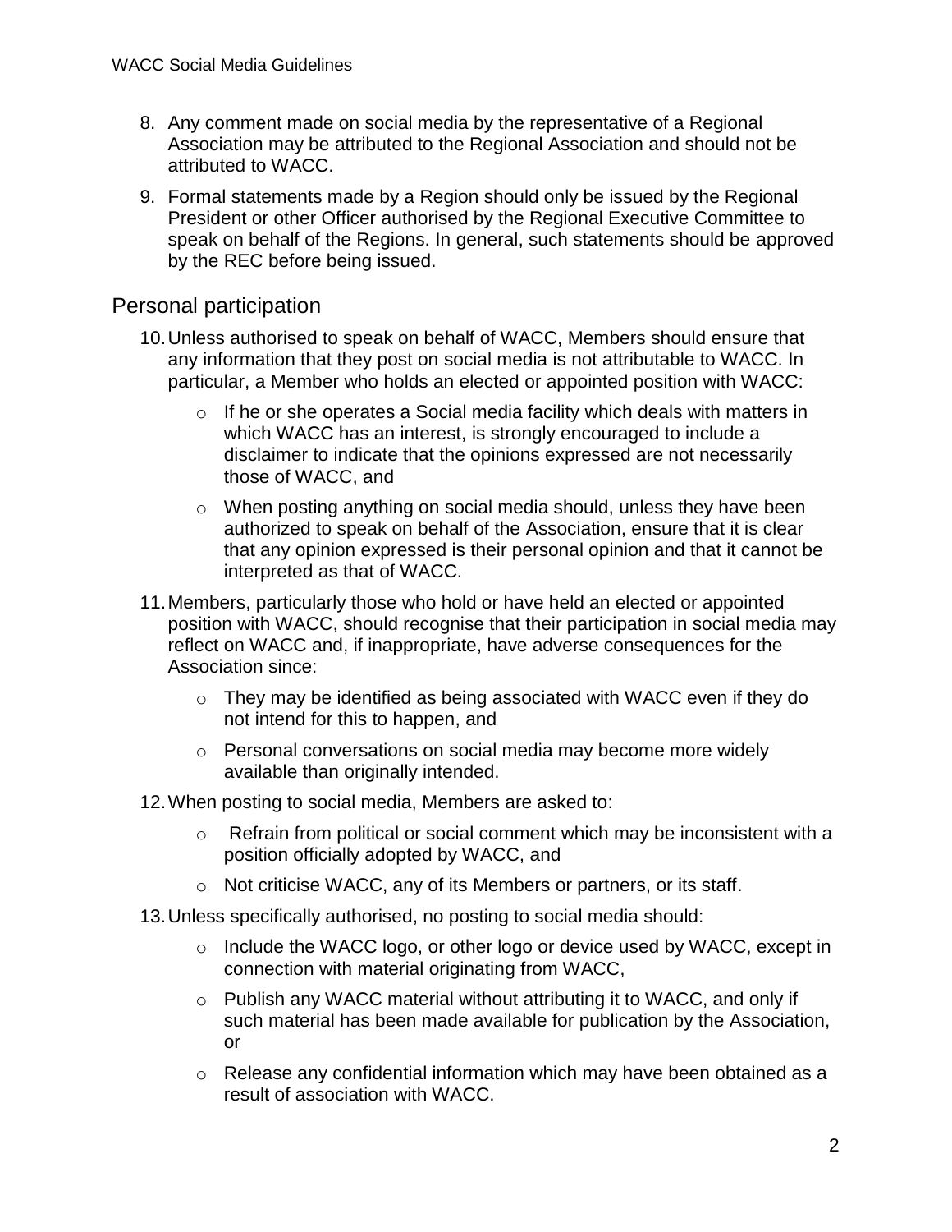8. Any comment made on social media by the representative of a Regional Association may be attributed to the Regional Association and should not be attributed to WACC.

9. Formal statements made by a Region should only be issued by the Regional President or other Officer authorised by the Regional Executive Committee to speak on behalf of the Regions. In general, such statements should be approved by the REC before being issued.

## Personal participation

10. Unless authorised to speak on behalf of WACC, Members should ensure that any information that they post on social media is not attributable to WACC. In particular, a Member who holds an elected or appointed position with WACC:
    - If he or she operates a Social media facility which deals with matters in which WACC has an interest, is strongly encouraged to include a disclaimer to indicate that the opinions expressed are not necessarily those of WACC, and
    - When posting anything on social media should, unless they have been authorized to speak on behalf of the Association, ensure that it is clear that any opinion expressed is their personal opinion and that it cannot be interpreted as that of WACC.

11. Members, particularly those who hold or have held an elected or appointed position with WACC, should recognise that their participation in social media may reflect on WACC and, if inappropriate, have adverse consequences for the Association since:
    - They may be identified as being associated with WACC even if they do not intend for this to happen, and
    - Personal conversations on social media may become more widely available than originally intended.

12. When posting to social media, Members are asked to:
    - Refrain from political or social comment which may be inconsistent with a position officially adopted by WACC, and
    - Not criticise WACC, any of its Members or partners, or its staff.

13. Unless specifically authorised, no posting to social media should:
    - Include the WACC logo, or other logo or device used by WACC, except in connection with material originating from WACC,
    - Publish any WACC material without attributing it to WACC, and only if such material has been made available for publication by the Association, or
    - Release any confidential information which may have been obtained as a result of association with WACC.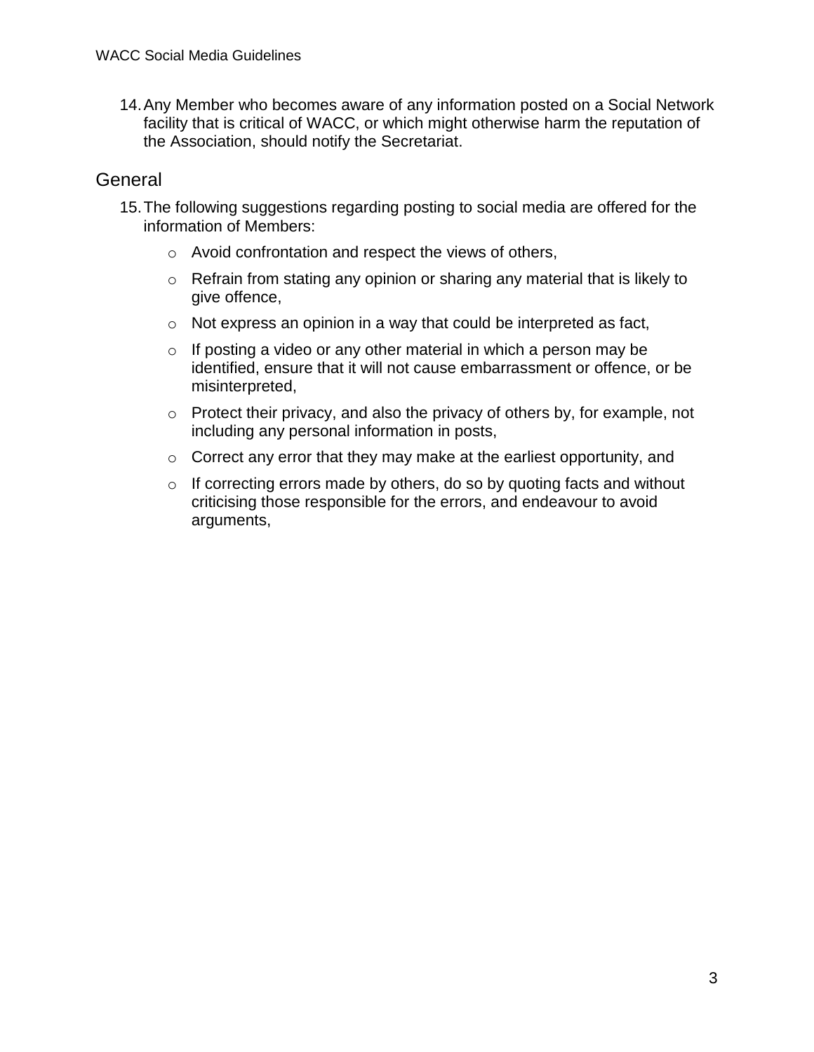14. Any Member who becomes aware of any information posted on a Social Network facility that is critical of WACC, or which might otherwise harm the reputation of the Association, should notify the Secretariat.

## General

15. The following suggestions regarding posting to social media are offered for the information of Members:

    - Avoid confrontation and respect the views of others,
    - Refrain from stating any opinion or sharing any material that is likely to give offence,
    - Not express an opinion in a way that could be interpreted as fact,
    - If posting a video or any other material in which a person may be identified, ensure that it will not cause embarrassment or offence, or be misinterpreted,
    - Protect their privacy, and also the privacy of others by, for example, not including any personal information in posts,
    - Correct any error that they may make at the earliest opportunity, and
    - If correcting errors made by others, do so by quoting facts and without criticising those responsible for the errors, and endeavour to avoid arguments,